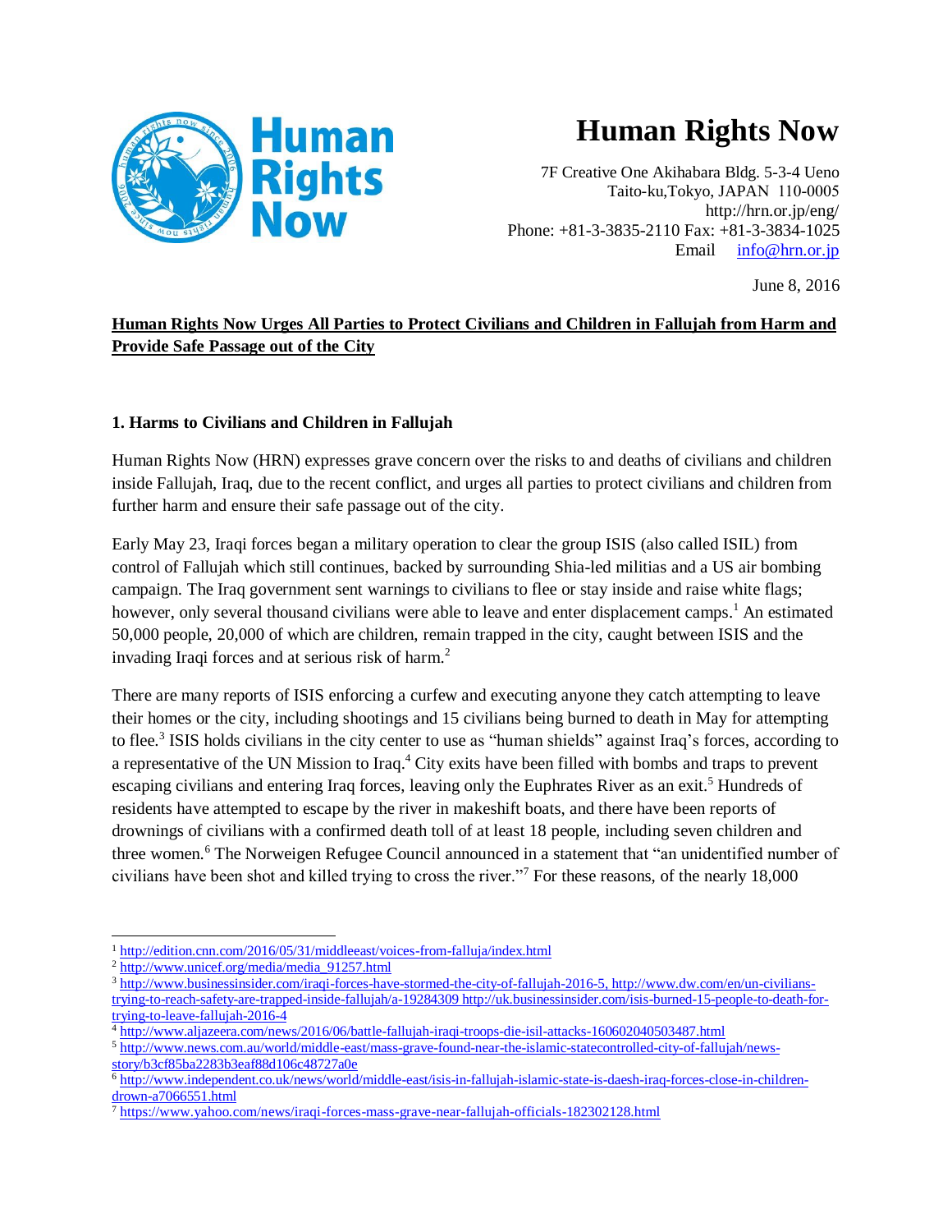# Human Rights Now

7F Creative One Akihabara Bldg. 5-3-4 Ueno
Taito-ku,Tokyo, JAPAN 110-0005
http://hrn.or.jp/eng/
Phone: +81-3-3835-2110 Fax: +81-3-3834-1025
Email info@hrn.or.jp

June 8, 2016

**Human Rights Now Urges All Parties to Protect Civilians and Children in Fallujah from Harm and Provide Safe Passage out of the City**

## 1. Harms to Civilians and Children in Fallujah

Human Rights Now (HRN) expresses grave concern over the risks to and deaths of civilians and children inside Fallujah, Iraq, due to the recent conflict, and urges all parties to protect civilians and children from further harm and ensure their safe passage out of the city.

Early May 23, Iraqi forces began a military operation to clear the group ISIS (also called ISIL) from control of Fallujah which still continues, backed by surrounding Shia-led militias and a US air bombing campaign. The Iraq government sent warnings to civilians to flee or stay inside and raise white flags; however, only several thousand civilians were able to leave and enter displacement camps.[1] An estimated 50,000 people, 20,000 of which are children, remain trapped in the city, caught between ISIS and the invading Iraqi forces and at serious risk of harm.[2]

There are many reports of ISIS enforcing a curfew and executing anyone they catch attempting to leave their homes or the city, including shootings and 15 civilians being burned to death in May for attempting to flee.[3] ISIS holds civilians in the city center to use as "human shields" against Iraq's forces, according to a representative of the UN Mission to Iraq.[4] City exits have been filled with bombs and traps to prevent escaping civilians and entering Iraq forces, leaving only the Euphrates River as an exit.[5] Hundreds of residents have attempted to escape by the river in makeshift boats, and there have been reports of drownings of civilians with a confirmed death toll of at least 18 people, including seven children and three women.[6] The Norweigen Refugee Council announced in a statement that "an unidentified number of civilians have been shot and killed trying to cross the river."[7] For these reasons, of the nearly 18,000

---

[1] http://edition.cnn.com/2016/05/31/middleeast/voices-from-falluja/index.html

[2] http://www.unicef.org/media/media_91257.html

[3] http://www.businessinsider.com/iraqi-forces-have-stormed-the-city-of-fallujah-2016-5, http://www.dw.com/en/un-civilians-trying-to-reach-safety-are-trapped-inside-fallujah/a-19284309 http://uk.businessinsider.com/isis-burned-15-people-to-death-for-trying-to-leave-fallujah-2016-4

[4] http://www.aljazeera.com/news/2016/06/battle-fallujah-iraqi-troops-die-isil-attacks-160602040503487.html

[5] http://www.news.com.au/world/middle-east/mass-grave-found-near-the-islamic-statecontrolled-city-of-fallujah/news-story/b3cf85ba2283b3eaf88d106c48727a0e

[6] http://www.independent.co.uk/news/world/middle-east/isis-in-fallujah-islamic-state-is-daesh-iraq-forces-close-in-children-drown-a7066551.html

[7] https://www.yahoo.com/news/iraqi-forces-mass-grave-near-fallujah-officials-182302128.html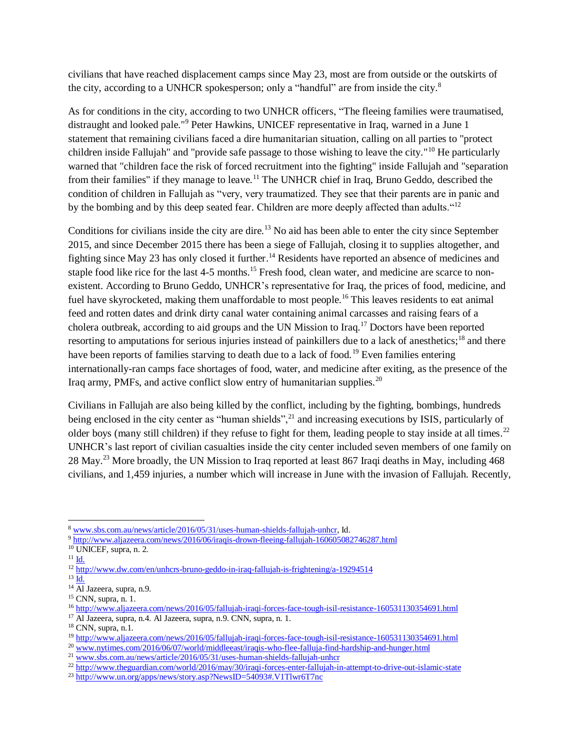civilians that have reached displacement camps since May 23, most are from outside or the outskirts of the city, according to a UNHCR spokesperson; only a “handful” are from inside the city.[8]

As for conditions in the city, according to two UNHCR officers, “The fleeing families were traumatised, distraught and looked pale."[9] Peter Hawkins, UNICEF representative in Iraq, warned in a June 1 statement that remaining civilians faced a dire humanitarian situation, calling on all parties to "protect children inside Fallujah" and "provide safe passage to those wishing to leave the city."[10] He particularly warned that "children face the risk of forced recruitment into the fighting" inside Fallujah and "separation from their families" if they manage to leave.[11] The UNHCR chief in Iraq, Bruno Geddo, described the condition of children in Fallujah as “very, very traumatized. They see that their parents are in panic and by the bombing and by this deep seated fear. Children are more deeply affected than adults.“[12]

Conditions for civilians inside the city are dire.[13] No aid has been able to enter the city since September 2015, and since December 2015 there has been a siege of Fallujah, closing it to supplies altogether, and fighting since May 23 has only closed it further.[14] Residents have reported an absence of medicines and staple food like rice for the last 4-5 months.[15] Fresh food, clean water, and medicine are scarce to non-existent. According to Bruno Geddo, UNHCR’s representative for Iraq, the prices of food, medicine, and fuel have skyrocketed, making them unaffordable to most people.[16] This leaves residents to eat animal feed and rotten dates and drink dirty canal water containing animal carcasses and raising fears of a cholera outbreak, according to aid groups and the UN Mission to Iraq.[17] Doctors have been reported resorting to amputations for serious injuries instead of painkillers due to a lack of anesthetics;[18] and there have been reports of families starving to death due to a lack of food.[19] Even families entering internationally-ran camps face shortages of food, water, and medicine after exiting, as the presence of the Iraq army, PMFs, and active conflict slow entry of humanitarian supplies.[20]

Civilians in Fallujah are also being killed by the conflict, including by the fighting, bombings, hundreds being enclosed in the city center as “human shields”,[21] and increasing executions by ISIS, particularly of older boys (many still children) if they refuse to fight for them, leading people to stay inside at all times.[22] UNHCR’s last report of civilian casualties inside the city center included seven members of one family on 28 May.[23] More broadly, the UN Mission to Iraq reported at least 867 Iraqi deaths in May, including 468 civilians, and 1,459 injuries, a number which will increase in June with the invasion of Fallujah. Recently,

---

[8] www.sbs.com.au/news/article/2016/05/31/uses-human-shields-fallujah-unhcr, Id.
[9] http://www.aljazeera.com/news/2016/06/iraqis-drown-fleeing-fallujah-160605082746287.html
[10] UNICEF, supra, n. 2.
[11] Id.
[12] http://www.dw.com/en/unhcrs-bruno-geddo-in-iraq-fallujah-is-frightening/a-19294514
[13] Id.
[14] Al Jazeera, supra, n.9.
[15] CNN, supra, n. 1.
[16] http://www.aljazeera.com/news/2016/05/fallujah-iraqi-forces-face-tough-isil-resistance-160531130354691.html
[17] Al Jazeera, supra, n.4. Al Jazeera, supra, n.9. CNN, supra, n. 1.
[18] CNN, supra, n.1.
[19] http://www.aljazeera.com/news/2016/05/fallujah-iraqi-forces-face-tough-isil-resistance-160531130354691.html
[20] www.nytimes.com/2016/06/07/world/middleeast/iraqis-who-flee-falluja-find-hardship-and-hunger.html
[21] www.sbs.com.au/news/article/2016/05/31/uses-human-shields-fallujah-unhcr
[22] http://www.theguardian.com/world/2016/may/30/iraqi-forces-enter-fallujah-in-attempt-to-drive-out-islamic-state
[23] http://www.un.org/apps/news/story.asp?NewsID=54093#.V1Tlwr6T7nc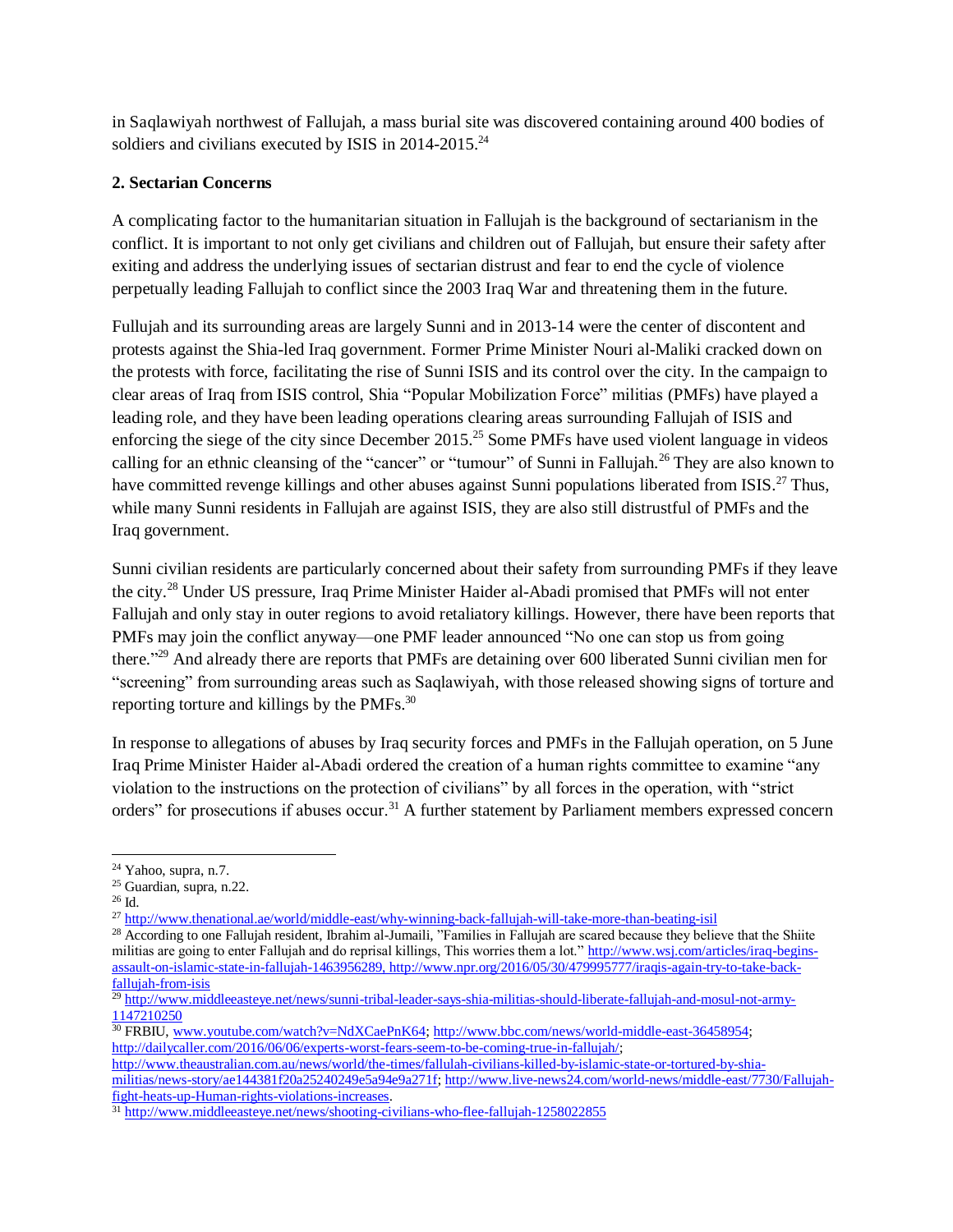in Saqlawiyah northwest of Fallujah, a mass burial site was discovered containing around 400 bodies of soldiers and civilians executed by ISIS in 2014-2015.[24]

**2. Sectarian Concerns**

A complicating factor to the humanitarian situation in Fallujah is the background of sectarianism in the conflict. It is important to not only get civilians and children out of Fallujah, but ensure their safety after exiting and address the underlying issues of sectarian distrust and fear to end the cycle of violence perpetually leading Fallujah to conflict since the 2003 Iraq War and threatening them in the future.

Fullujah and its surrounding areas are largely Sunni and in 2013-14 were the center of discontent and protests against the Shia-led Iraq government. Former Prime Minister Nouri al-Maliki cracked down on the protests with force, facilitating the rise of Sunni ISIS and its control over the city. In the campaign to clear areas of Iraq from ISIS control, Shia "Popular Mobilization Force" militias (PMFs) have played a leading role, and they have been leading operations clearing areas surrounding Fallujah of ISIS and enforcing the siege of the city since December 2015.[25] Some PMFs have used violent language in videos calling for an ethnic cleansing of the "cancer" or "tumour" of Sunni in Fallujah.[26] They are also known to have committed revenge killings and other abuses against Sunni populations liberated from ISIS.[27] Thus, while many Sunni residents in Fallujah are against ISIS, they are also still distrustful of PMFs and the Iraq government.

Sunni civilian residents are particularly concerned about their safety from surrounding PMFs if they leave the city.[28] Under US pressure, Iraq Prime Minister Haider al-Abadi promised that PMFs will not enter Fallujah and only stay in outer regions to avoid retaliatory killings. However, there have been reports that PMFs may join the conflict anyway—one PMF leader announced "No one can stop us from going there."[29] And already there are reports that PMFs are detaining over 600 liberated Sunni civilian men for "screening" from surrounding areas such as Saqlawiyah, with those released showing signs of torture and reporting torture and killings by the PMFs.[30]

In response to allegations of abuses by Iraq security forces and PMFs in the Fallujah operation, on 5 June Iraq Prime Minister Haider al-Abadi ordered the creation of a human rights committee to examine "any violation to the instructions on the protection of civilians" by all forces in the operation, with "strict orders" for prosecutions if abuses occur.[31] A further statement by Parliament members expressed concern

---

[24] Yahoo, supra, n.7.

[25] Guardian, supra, n.22.

[26] Id.

[27] http://www.thenational.ae/world/middle-east/why-winning-back-fallujah-will-take-more-than-beating-isil

[28] According to one Fallujah resident, Ibrahim al-Jumaili, "Families in Fallujah are scared because they believe that the Shiite militias are going to enter Fallujah and do reprisal killings, This worries them a lot." http://www.wsj.com/articles/iraq-begins-assault-on-islamic-state-in-fallujah-1463956289, http://www.npr.org/2016/05/30/479995777/iraqis-again-try-to-take-back-fallujah-from-isis

[29] http://www.middleeasteye.net/news/sunni-tribal-leader-says-shia-militias-should-liberate-fallujah-and-mosul-not-army-1147210250

[30] FRBIU, www.youtube.com/watch?v=NdXCaePnK64; http://www.bbc.com/news/world-middle-east-36458954; http://dailycaller.com/2016/06/06/experts-worst-fears-seem-to-be-coming-true-in-fallujah/; http://www.theaustralian.com.au/news/world/the-times/fallulah-civilians-killed-by-islamic-state-or-tortured-by-shia-militias/news-story/ae144381f20a25240249e5a94e9a271f; http://www.live-news24.com/world-news/middle-east/7730/Fallujah-fight-heats-up-Human-rights-violations-increases.

[31] http://www.middleeasteye.net/news/shooting-civilians-who-flee-fallujah-1258022855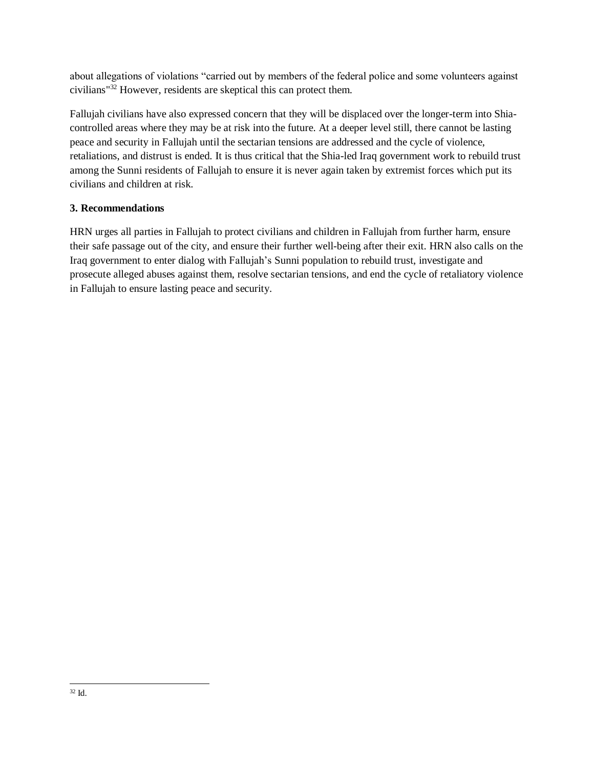about allegations of violations "carried out by members of the federal police and some volunteers against civilians"[32] However, residents are skeptical this can protect them.

Fallujah civilians have also expressed concern that they will be displaced over the longer-term into Shia-controlled areas where they may be at risk into the future. At a deeper level still, there cannot be lasting peace and security in Fallujah until the sectarian tensions are addressed and the cycle of violence, retaliations, and distrust is ended. It is thus critical that the Shia-led Iraq government work to rebuild trust among the Sunni residents of Fallujah to ensure it is never again taken by extremist forces which put its civilians and children at risk.

### 3. Recommendations

HRN urges all parties in Fallujah to protect civilians and children in Fallujah from further harm, ensure their safe passage out of the city, and ensure their further well-being after their exit. HRN also calls on the Iraq government to enter dialog with Fallujah's Sunni population to rebuild trust, investigate and prosecute alleged abuses against them, resolve sectarian tensions, and end the cycle of retaliatory violence in Fallujah to ensure lasting peace and security.

---

[32] Id.